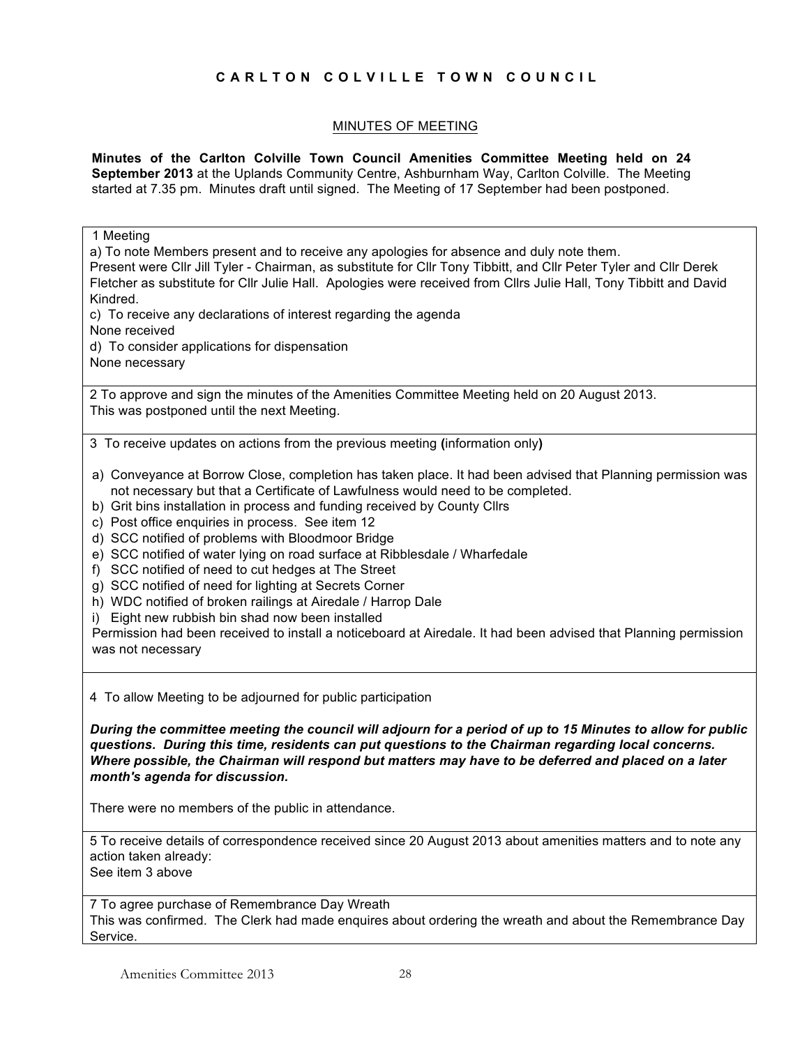# C A R L T O N   C O L V I L L E   T O W N   C O U N C I L

## MINUTES OF MEETING

**Minutes of the Carlton Colville Town Council Amenities Committee Meeting held on 24 September 2013** at the Uplands Community Centre, Ashburnham Way, Carlton Colville. The Meeting started at 7.35 pm. Minutes draft until signed. The Meeting of 17 September had been postponed.

1 Meeting

a) To note Members present and to receive any apologies for absence and duly note them.
Present were Cllr Jill Tyler - Chairman, as substitute for Cllr Tony Tibbitt, and Cllr Peter Tyler and Cllr Derek Fletcher as substitute for Cllr Julie Hall. Apologies were received from Cllrs Julie Hall, Tony Tibbitt and David Kindred.

c) To receive any declarations of interest regarding the agenda
None received

d) To consider applications for dispensation
None necessary

2 To approve and sign the minutes of the Amenities Committee Meeting held on 20 August 2013.
This was postponed until the next Meeting.

3 To receive updates on actions from the previous meeting **(**information only**)**

a) Conveyance at Borrow Close, completion has taken place. It had been advised that Planning permission was not necessary but that a Certificate of Lawfulness would need to be completed.
b) Grit bins installation in process and funding received by County Cllrs
c) Post office enquiries in process. See item 12
d) SCC notified of problems with Bloodmoor Bridge
e) SCC notified of water lying on road surface at Ribblesdale / Wharfedale
f) SCC notified of need to cut hedges at The Street
g) SCC notified of need for lighting at Secrets Corner
h) WDC notified of broken railings at Airedale / Harrop Dale
i) Eight new rubbish bin shad now been installed

Permission had been received to install a noticeboard at Airedale. It had been advised that Planning permission was not necessary

4 To allow Meeting to be adjourned for public participation

***During the committee meeting the council will adjourn for a period of up to 15 Minutes to allow for public questions. During this time, residents can put questions to the Chairman regarding local concerns. Where possible, the Chairman will respond but matters may have to be deferred and placed on a later month's agenda for discussion.***

There were no members of the public in attendance.

5 To receive details of correspondence received since 20 August 2013 about amenities matters and to note any action taken already:
See item 3 above

7 To agree purchase of Remembrance Day Wreath
This was confirmed. The Clerk had made enquires about ordering the wreath and about the Remembrance Day Service.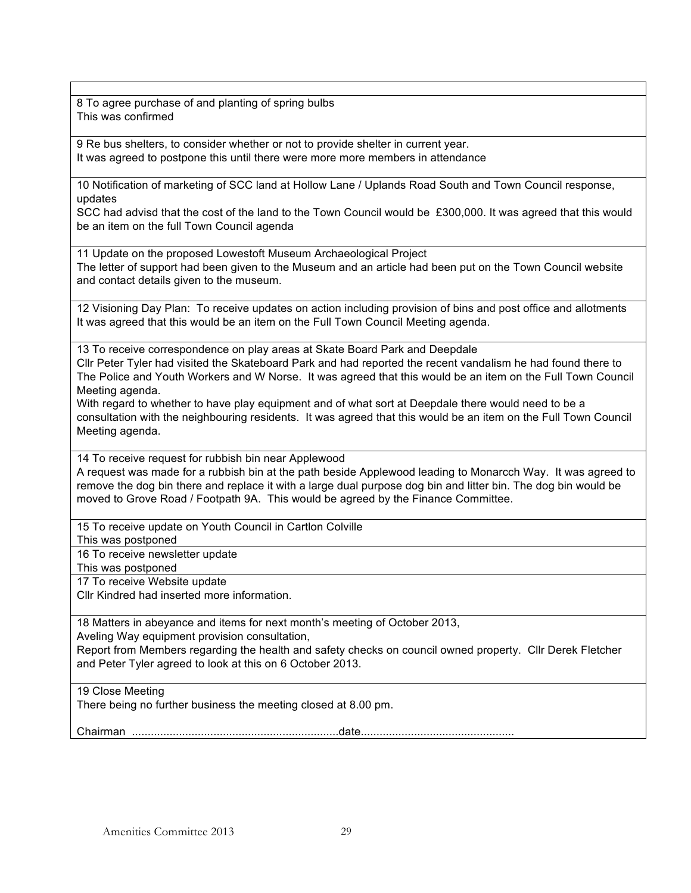8 To agree purchase of and planting of spring bulbs
This was confirmed

9 Re bus shelters, to consider whether or not to provide shelter in current year.
It was agreed to postpone this until there were more more members in attendance

10 Notification of marketing of SCC land at Hollow Lane / Uplands Road South and Town Council response, updates
SCC had advisd that the cost of the land to the Town Council would be £300,000. It was agreed that this would be an item on the full Town Council agenda

11 Update on the proposed Lowestoft Museum Archaeological Project
The letter of support had been given to the Museum and an article had been put on the Town Council website and contact details given to the museum.

12 Visioning Day Plan: To receive updates on action including provision of bins and post office and allotments
It was agreed that this would be an item on the Full Town Council Meeting agenda.

13 To receive correspondence on play areas at Skate Board Park and Deepdale
Cllr Peter Tyler had visited the Skateboard Park and had reported the recent vandalism he had found there to The Police and Youth Workers and W Norse. It was agreed that this would be an item on the Full Town Council Meeting agenda.
With regard to whether to have play equipment and of what sort at Deepdale there would need to be a consultation with the neighbouring residents. It was agreed that this would be an item on the Full Town Council Meeting agenda.

14 To receive request for rubbish bin near Applewood
A request was made for a rubbish bin at the path beside Applewood leading to Monarcch Way. It was agreed to remove the dog bin there and replace it with a large dual purpose dog bin and litter bin. The dog bin would be moved to Grove Road / Footpath 9A. This would be agreed by the Finance Committee.

15 To receive update on Youth Council in Cartlon Colville
This was postponed

16 To receive newsletter update
This was postponed

17 To receive Website update
Cllr Kindred had inserted more information.

18 Matters in abeyance and items for next month's meeting of October 2013,
Aveling Way equipment provision consultation,
Report from Members regarding the health and safety checks on council owned property. Cllr Derek Fletcher and Peter Tyler agreed to look at this on 6 October 2013.

19 Close Meeting
There being no further business the meeting closed at 8.00 pm.

Chairman ..................................................................date.................................................